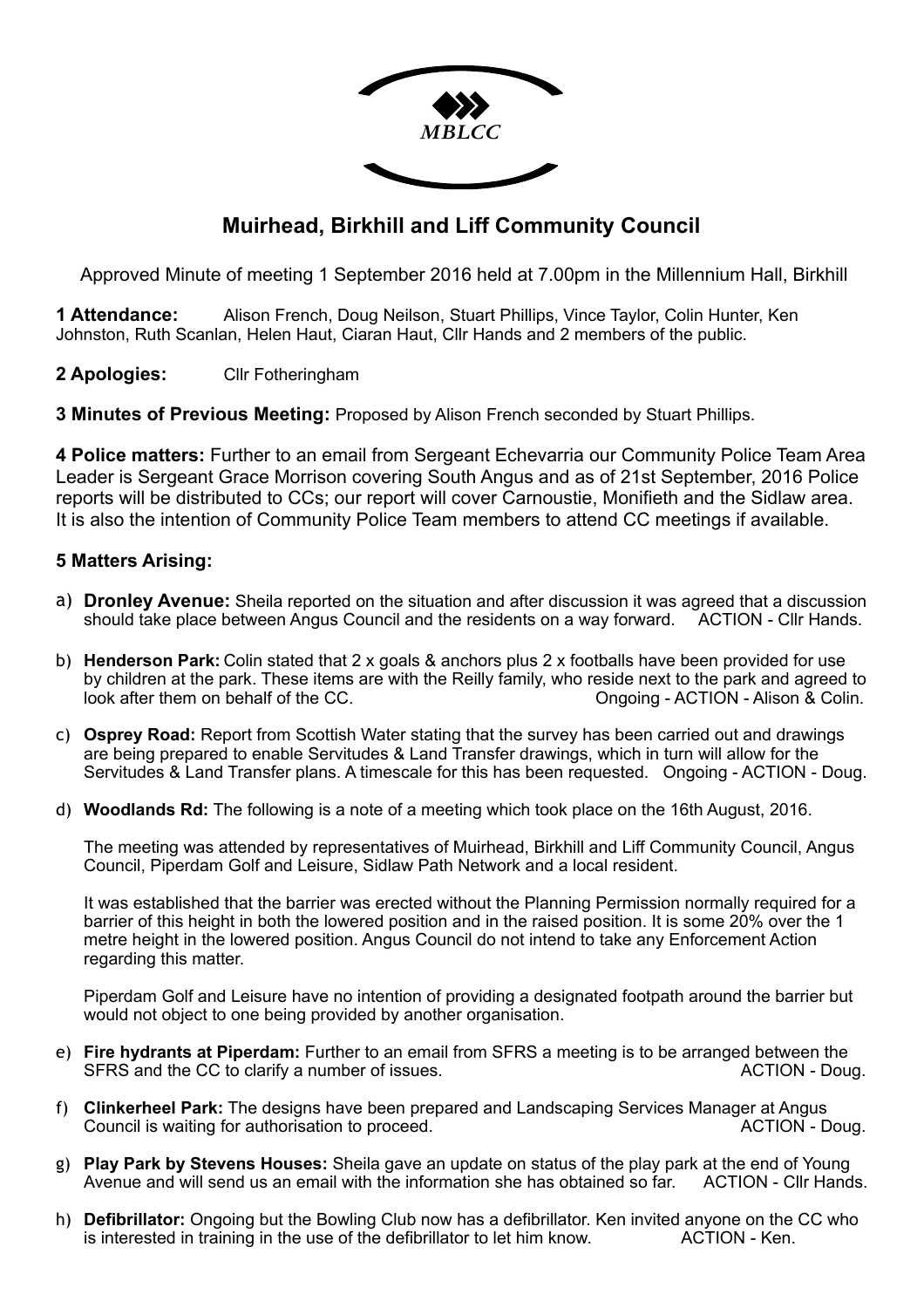MBLCC

# Muirhead, Birkhill and Liff Community Council

Approved Minute of meeting 1 September 2016 held at 7.00pm in the Millennium Hall, Birkhill

**1 Attendance:** Alison French, Doug Neilson, Stuart Phillips, Vince Taylor, Colin Hunter, Ken Johnston, Ruth Scanlan, Helen Haut, Ciaran Haut, Cllr Hands and 2 members of the public.

**2 Apologies:** Cllr Fotheringham

**3 Minutes of Previous Meeting:** Proposed by Alison French seconded by Stuart Phillips.

**4 Police matters:** Further to an email from Sergeant Echevarria our Community Police Team Area Leader is Sergeant Grace Morrison covering South Angus and as of 21st September, 2016 Police reports will be distributed to CCs; our report will cover Carnoustie, Monifieth and the Sidlaw area. It is also the intention of Community Police Team members to attend CC meetings if available.

**5 Matters Arising:**

a) **Dronley Avenue:** Sheila reported on the situation and after discussion it was agreed that a discussion should take place between Angus Council and the residents on a way forward. ACTION - Cllr Hands.

b) **Henderson Park:** Colin stated that 2 x goals & anchors plus 2 x footballs have been provided for use by children at the park. These items are with the Reilly family, who reside next to the park and agreed to look after them on behalf of the CC. Ongoing - ACTION - Alison & Colin.

c) **Osprey Road:** Report from Scottish Water stating that the survey has been carried out and drawings are being prepared to enable Servitudes & Land Transfer drawings, which in turn will allow for the Servitudes & Land Transfer plans. A timescale for this has been requested. Ongoing - ACTION - Doug.

d) **Woodlands Rd:** The following is a note of a meeting which took place on the 16th August, 2016.

   The meeting was attended by representatives of Muirhead, Birkhill and Liff Community Council, Angus Council, Piperdam Golf and Leisure, Sidlaw Path Network and a local resident.

   It was established that the barrier was erected without the Planning Permission normally required for a barrier of this height in both the lowered position and in the raised position. It is some 20% over the 1 metre height in the lowered position. Angus Council do not intend to take any Enforcement Action regarding this matter.

   Piperdam Golf and Leisure have no intention of providing a designated footpath around the barrier but would not object to one being provided by another organisation.

e) **Fire hydrants at Piperdam:** Further to an email from SFRS a meeting is to be arranged between the SFRS and the CC to clarify a number of issues. ACTION - Doug.

f) **Clinkerheel Park:** The designs have been prepared and Landscaping Services Manager at Angus Council is waiting for authorisation to proceed. ACTION - Doug.

g) **Play Park by Stevens Houses:** Sheila gave an update on status of the play park at the end of Young Avenue and will send us an email with the information she has obtained so far. ACTION - Cllr Hands.

h) **Defibrillator:** Ongoing but the Bowling Club now has a defibrillator. Ken invited anyone on the CC who is interested in training in the use of the defibrillator to let him know. ACTION - Ken.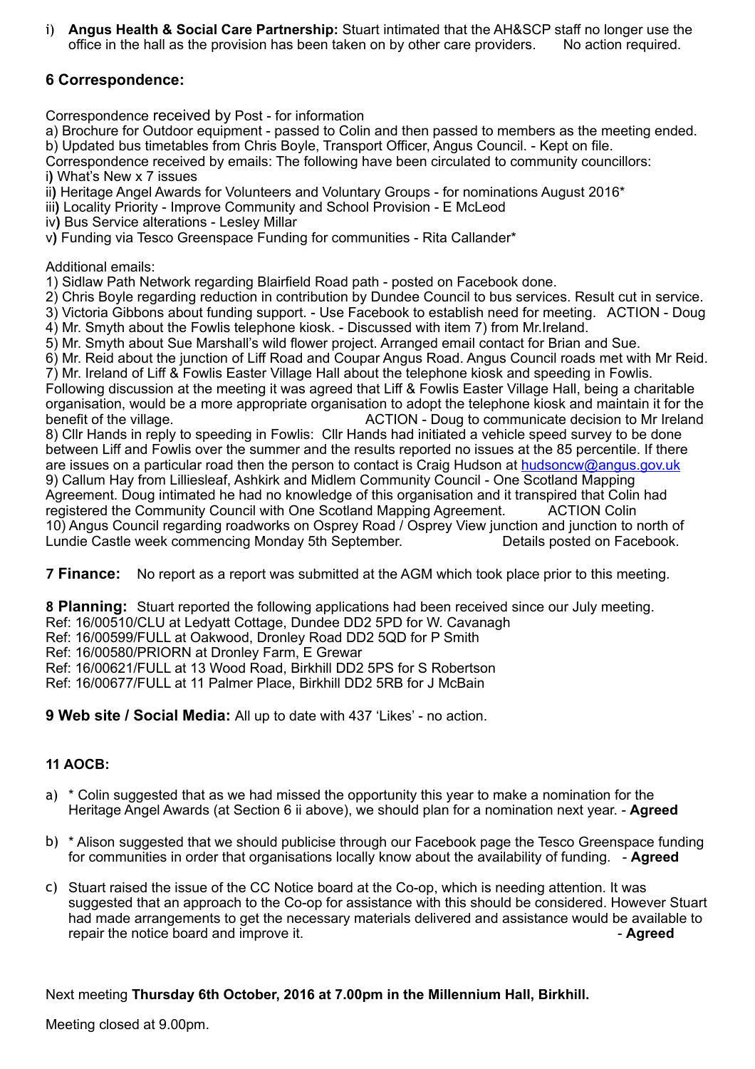i) **Angus Health & Social Care Partnership:** Stuart intimated that the AH&SCP staff no longer use the office in the hall as the provision has been taken on by other care providers. No action required.

## 6 Correspondence:

Correspondence received by Post - for information

a) Brochure for Outdoor equipment - passed to Colin and then passed to members as the meeting ended.
b) Updated bus timetables from Chris Boyle, Transport Officer, Angus Council. - Kept on file.

Correspondence received by emails: The following have been circulated to community councillors:

i) What's New x 7 issues
ii) Heritage Angel Awards for Volunteers and Voluntary Groups - for nominations August 2016*
iii) Locality Priority - Improve Community and School Provision - E McLeod
iv) Bus Service alterations - Lesley Millar
v) Funding via Tesco Greenspace Funding for communities - Rita Callander*

Additional emails:

1) Sidlaw Path Network regarding Blairfield Road path - posted on Facebook done.
2) Chris Boyle regarding reduction in contribution by Dundee Council to bus services. Result cut in service.
3) Victoria Gibbons about funding support. - Use Facebook to establish need for meeting. ACTION - Doug
4) Mr. Smyth about the Fowlis telephone kiosk. - Discussed with item 7) from Mr.Ireland.
5) Mr. Smyth about Sue Marshall's wild flower project. Arranged email contact for Brian and Sue.
6) Mr. Reid about the junction of Liff Road and Coupar Angus Road. Angus Council roads met with Mr Reid.
7) Mr. Ireland of Liff & Fowlis Easter Village Hall about the telephone kiosk and speeding in Fowlis. Following discussion at the meeting it was agreed that Liff & Fowlis Easter Village Hall, being a charitable organisation, would be a more appropriate organisation to adopt the telephone kiosk and maintain it for the benefit of the village. ACTION - Doug to communicate decision to Mr Ireland
8) Cllr Hands in reply to speeding in Fowlis: Cllr Hands had initiated a vehicle speed survey to be done between Liff and Fowlis over the summer and the results reported no issues at the 85 percentile. If there are issues on a particular road then the person to contact is Craig Hudson at hudsoncw@angus.gov.uk
9) Callum Hay from Lilliesleaf, Ashkirk and Midlem Community Council - One Scotland Mapping Agreement. Doug intimated he had no knowledge of this organisation and it transpired that Colin had registered the Community Council with One Scotland Mapping Agreement. ACTION Colin
10) Angus Council regarding roadworks on Osprey Road / Osprey View junction and junction to north of Lundie Castle week commencing Monday 5th September. Details posted on Facebook.

**7 Finance:** No report as a report was submitted at the AGM which took place prior to this meeting.

**8 Planning:** Stuart reported the following applications had been received since our July meeting.
Ref: 16/00510/CLU at Ledyatt Cottage, Dundee DD2 5PD for W. Cavanagh
Ref: 16/00599/FULL at Oakwood, Dronley Road DD2 5QD for P Smith
Ref: 16/00580/PRIORN at Dronley Farm, E Grewar
Ref: 16/00621/FULL at 13 Wood Road, Birkhill DD2 5PS for S Robertson
Ref: 16/00677/FULL at 11 Palmer Place, Birkhill DD2 5RB for J McBain

**9 Web site / Social Media:** All up to date with 437 'Likes' - no action.

## 11 AOCB:

a) * Colin suggested that as we had missed the opportunity this year to make a nomination for the Heritage Angel Awards (at Section 6 ii above), we should plan for a nomination next year. - **Agreed**

b) * Alison suggested that we should publicise through our Facebook page the Tesco Greenspace funding for communities in order that organisations locally know about the availability of funding. - **Agreed**

c) Stuart raised the issue of the CC Notice board at the Co-op, which is needing attention. It was suggested that an approach to the Co-op for assistance with this should be considered. However Stuart had made arrangements to get the necessary materials delivered and assistance would be available to repair the notice board and improve it. - **Agreed**

Next meeting **Thursday 6th October, 2016 at 7.00pm in the Millennium Hall, Birkhill.**

Meeting closed at 9.00pm.